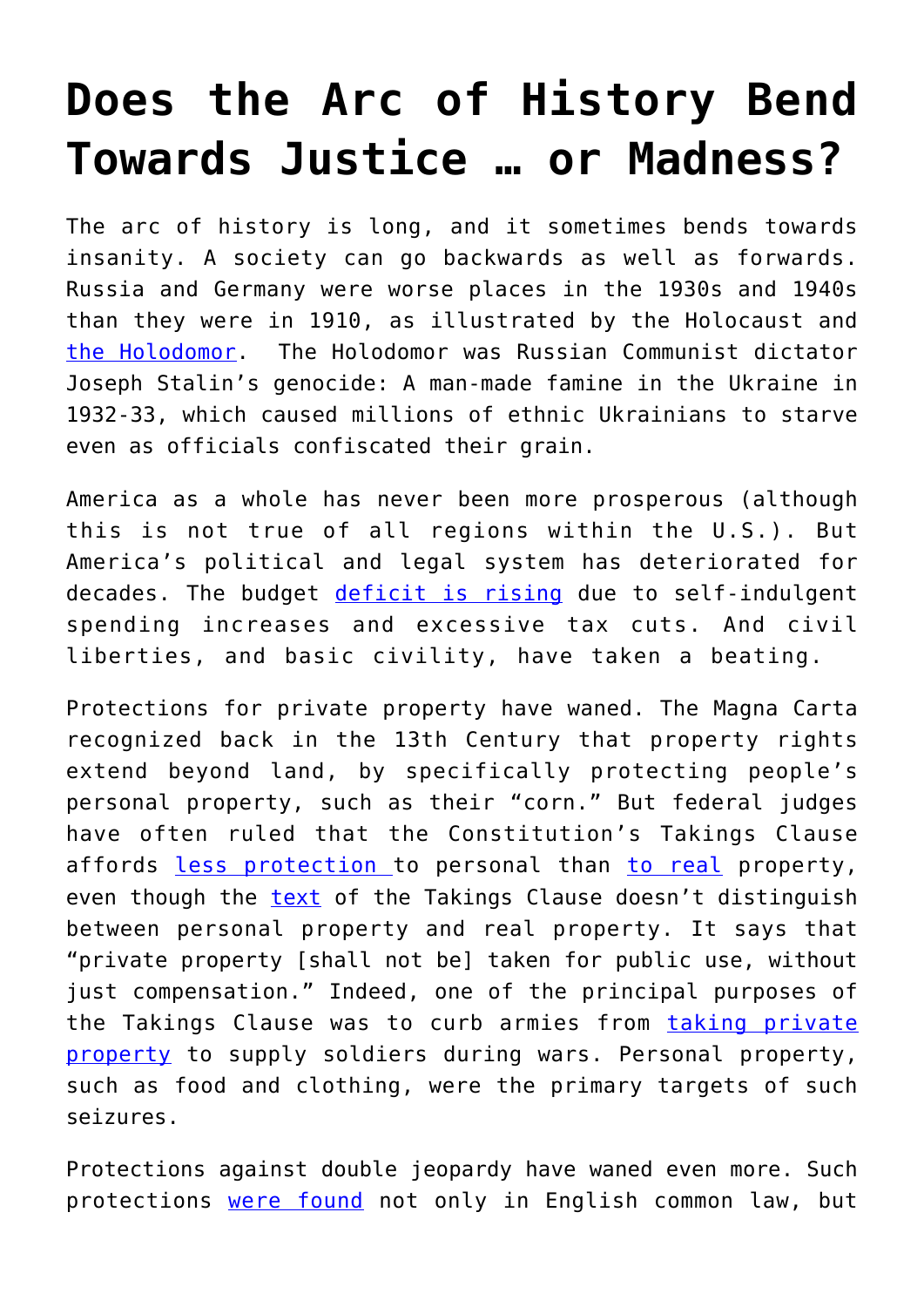# Does the Arc of History Bend Towards Justice … or Madness?

The arc of history is long, and it sometimes bends towards insanity. A society can go backwards as well as forwards. Russia and Germany were worse places in the 1930s and 1940s than they were in 1910, as illustrated by the Holocaust and the Holodomor. The Holodomor was Russian Communist dictator Joseph Stalin's genocide: A man-made famine in the Ukraine in 1932-33, which caused millions of ethnic Ukrainians to starve even as officials confiscated their grain.

America as a whole has never been more prosperous (although this is not true of all regions within the U.S.). But America's political and legal system has deteriorated for decades. The budget deficit is rising due to self-indulgent spending increases and excessive tax cuts. And civil liberties, and basic civility, have taken a beating.

Protections for private property have waned. The Magna Carta recognized back in the 13th Century that property rights extend beyond land, by specifically protecting people's personal property, such as their "corn." But federal judges have often ruled that the Constitution's Takings Clause affords less protection to personal than to real property, even though the text of the Takings Clause doesn't distinguish between personal property and real property. It says that "private property [shall not be] taken for public use, without just compensation." Indeed, one of the principal purposes of the Takings Clause was to curb armies from taking private property to supply soldiers during wars. Personal property, such as food and clothing, were the primary targets of such seizures.

Protections against double jeopardy have waned even more. Such protections were found not only in English common law, but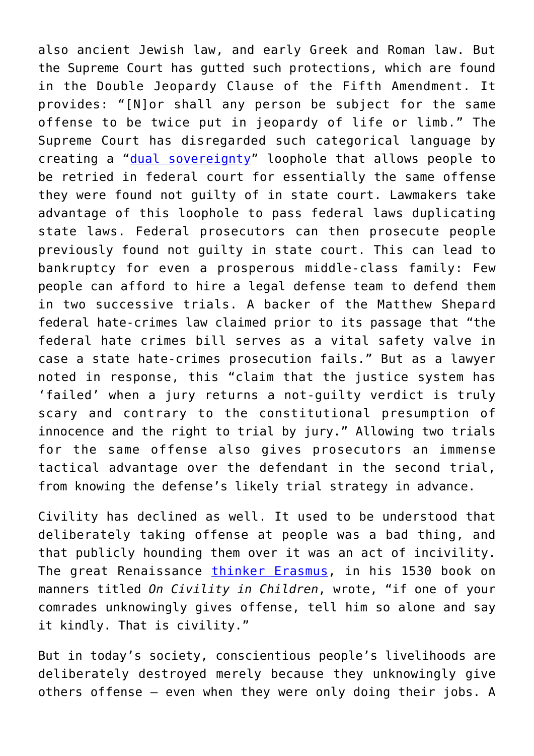also ancient Jewish law, and early Greek and Roman law. But the Supreme Court has gutted such protections, which are found in the Double Jeopardy Clause of the Fifth Amendment. It provides: "[N]or shall any person be subject for the same offense to be twice put in jeopardy of life or limb." The Supreme Court has disregarded such categorical language by creating a "dual sovereignty" loophole that allows people to be retried in federal court for essentially the same offense they were found not guilty of in state court. Lawmakers take advantage of this loophole to pass federal laws duplicating state laws. Federal prosecutors can then prosecute people previously found not guilty in state court. This can lead to bankruptcy for even a prosperous middle-class family: Few people can afford to hire a legal defense team to defend them in two successive trials. A backer of the Matthew Shepard federal hate-crimes law claimed prior to its passage that "the federal hate crimes bill serves as a vital safety valve in case a state hate-crimes prosecution fails." But as a lawyer noted in response, this "claim that the justice system has 'failed' when a jury returns a not-guilty verdict is truly scary and contrary to the constitutional presumption of innocence and the right to trial by jury." Allowing two trials for the same offense also gives prosecutors an immense tactical advantage over the defendant in the second trial, from knowing the defense's likely trial strategy in advance.

Civility has declined as well. It used to be understood that deliberately taking offense at people was a bad thing, and that publicly hounding them over it was an act of incivility. The great Renaissance thinker Erasmus, in his 1530 book on manners titled *On Civility in Children*, wrote, "if one of your comrades unknowingly gives offense, tell him so alone and say it kindly. That is civility."

But in today's society, conscientious people's livelihoods are deliberately destroyed merely because they unknowingly give others offense — even when they were only doing their jobs. A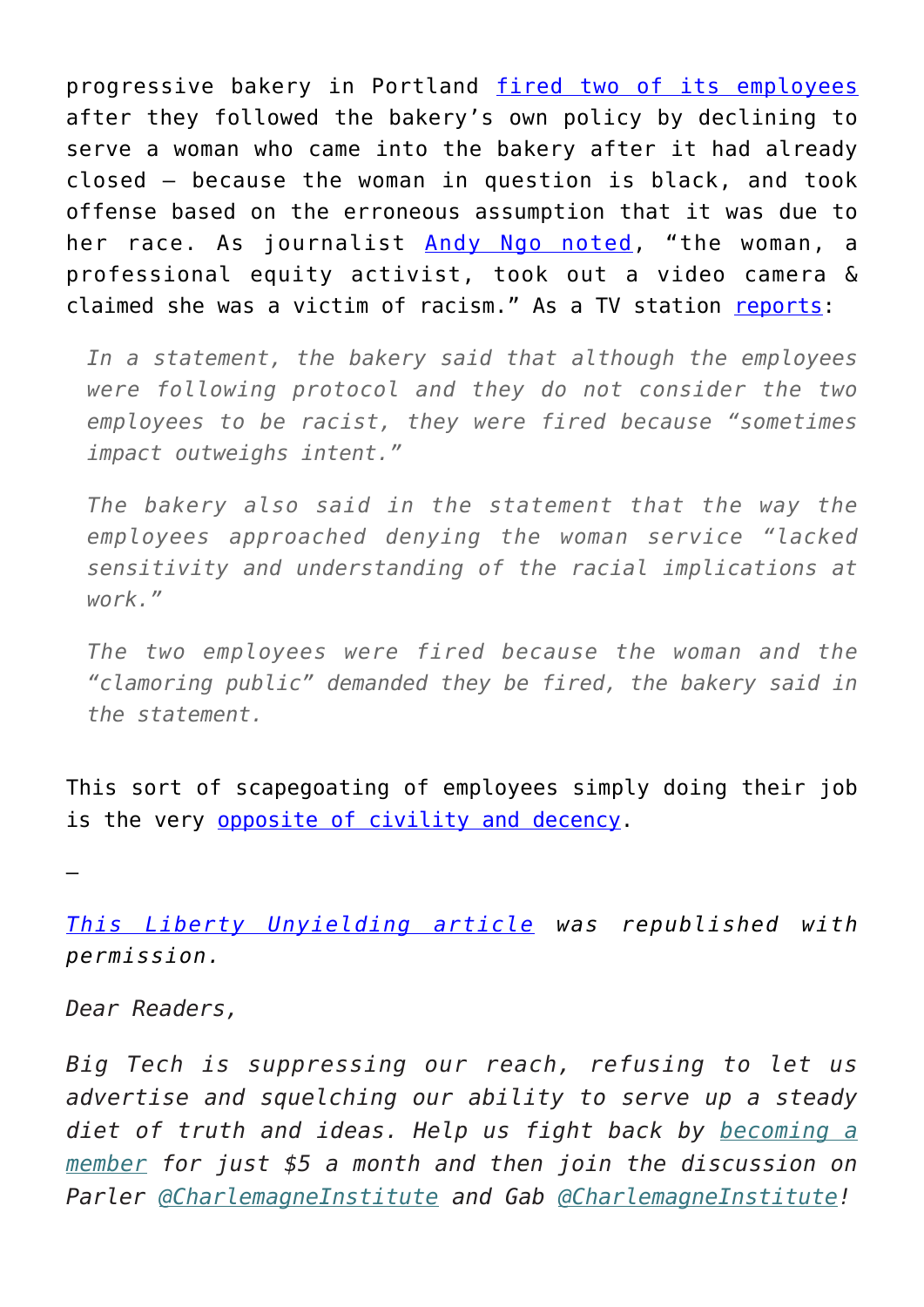progressive bakery in Portland fired two of its employees after they followed the bakery's own policy by declining to serve a woman who came into the bakery after it had already closed — because the woman in question is black, and took offense based on the erroneous assumption that it was due to her race. As journalist Andy Ngo noted, "the woman, a professional equity activist, took out a video camera & claimed she was a victim of racism." As a TV station reports:

> *In a statement, the bakery said that although the employees were following protocol and they do not consider the two employees to be racist, they were fired because "sometimes impact outweighs intent."*
>
> *The bakery also said in the statement that the way the employees approached denying the woman service "lacked sensitivity and understanding of the racial implications at work."*
>
> *The two employees were fired because the woman and the "clamoring public" demanded they be fired, the bakery said in the statement.*

This sort of scapegoating of employees simply doing their job is the very opposite of civility and decency.

—

*This Liberty Unyielding article was republished with permission.*

*Dear Readers,*

*Big Tech is suppressing our reach, refusing to let us advertise and squelching our ability to serve up a steady diet of truth and ideas. Help us fight back by becoming a member for just $5 a month and then join the discussion on Parler @CharlemagneInstitute and Gab @CharlemagneInstitute!*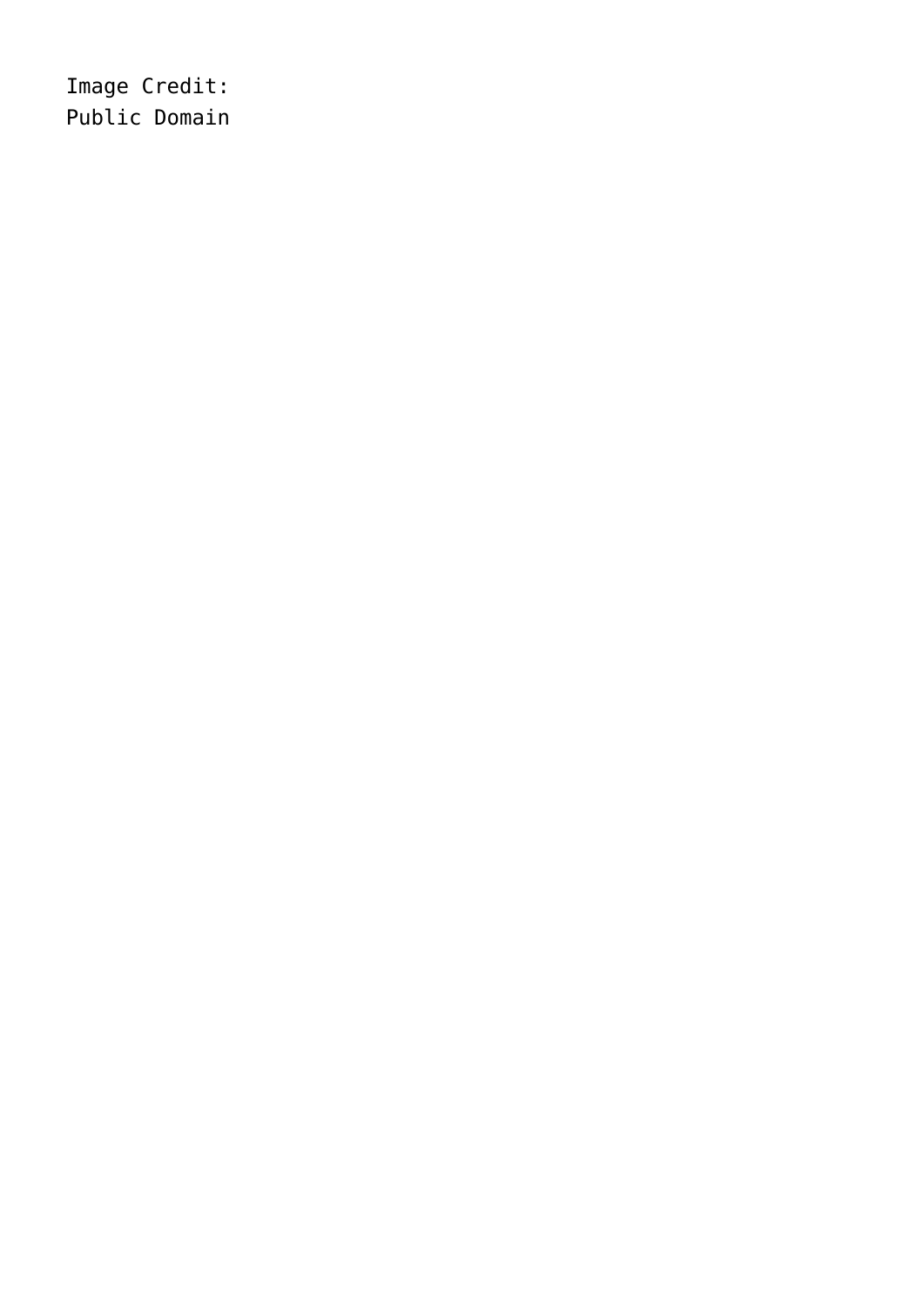Image Credit:
Public Domain